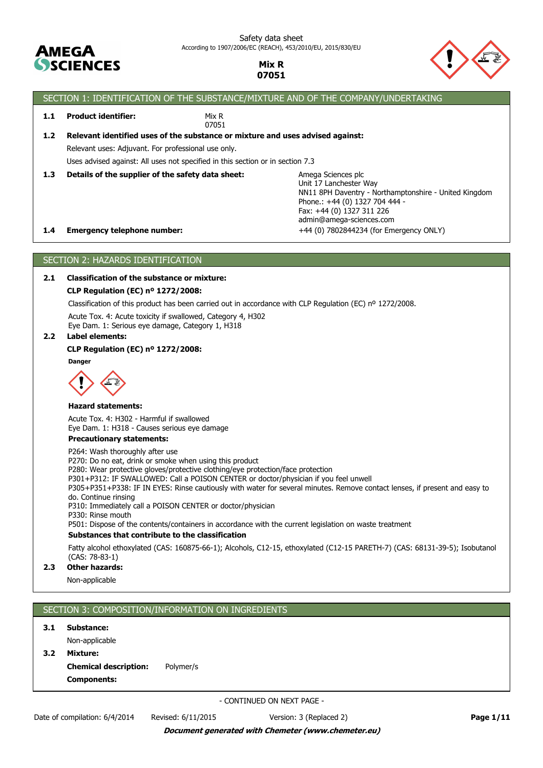Safety data sheet
According to 1907/2006/EC (REACH), 453/2010/EU, 2015/830/EU

**Mix R**
**07051**

## SECTION 1: IDENTIFICATION OF THE SUBSTANCE/MIXTURE AND OF THE COMPANY/UNDERTAKING

**1.1 Product identifier:** Mix R
07051

**1.2 Relevant identified uses of the substance or mixture and uses advised against:**

Relevant uses: Adjuvant. For professional use only.

Uses advised against: All uses not specified in this section or in section 7.3

**1.3 Details of the supplier of the safety data sheet:**

Amega Sciences plc
Unit 17 Lanchester Way
NN11 8PH Daventry - Northamptonshire - United Kingdom
Phone.: +44 (0) 1327 704 444 -
Fax: +44 (0) 1327 311 226
admin@amega-sciences.com

**1.4 Emergency telephone number:** +44 (0) 7802844234 (for Emergency ONLY)

## SECTION 2: HAZARDS IDENTIFICATION

**2.1 Classification of the substance or mixture:**

**CLP Regulation (EC) nº 1272/2008:**

Classification of this product has been carried out in accordance with CLP Regulation (EC) nº 1272/2008.

Acute Tox. 4: Acute toxicity if swallowed, Category 4, H302
Eye Dam. 1: Serious eye damage, Category 1, H318

**2.2 Label elements:**

**CLP Regulation (EC) nº 1272/2008:**

**Danger**

**Hazard statements:**

Acute Tox. 4: H302 - Harmful if swallowed
Eye Dam. 1: H318 - Causes serious eye damage

**Precautionary statements:**

P264: Wash thoroughly after use
P270: Do no eat, drink or smoke when using this product
P280: Wear protective gloves/protective clothing/eye protection/face protection
P301+P312: IF SWALLOWED: Call a POISON CENTER or doctor/physician if you feel unwell
P305+P351+P338: IF IN EYES: Rinse cautiously with water for several minutes. Remove contact lenses, if present and easy to do. Continue rinsing
P310: Immediately call a POISON CENTER or doctor/physician
P330: Rinse mouth
P501: Dispose of the contents/containers in accordance with the current legislation on waste treatment

**Substances that contribute to the classification**

Fatty alcohol ethoxylated (CAS: 160875-66-1); Alcohols, C12-15, ethoxylated (C12-15 PARETH-7) (CAS: 68131-39-5); Isobutanol (CAS: 78-83-1)

**2.3 Other hazards:**

Non-applicable

## SECTION 3: COMPOSITION/INFORMATION ON INGREDIENTS

**3.1 Substance:**

Non-applicable

**3.2 Mixture:**

**Chemical description:** Polymer/s

**Components:**

- CONTINUED ON NEXT PAGE -

Date of compilation: 6/4/2014 Revised: 6/11/2015 Version: 3 (Replaced 2)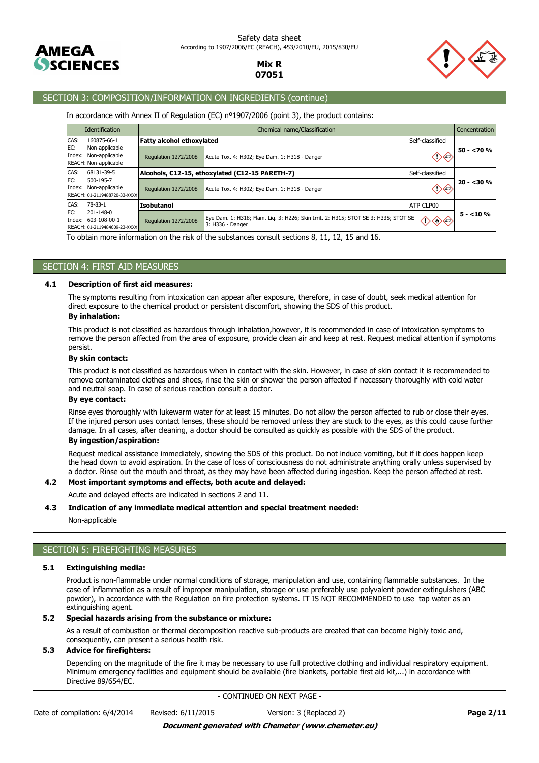## SECTION 3: COMPOSITION/INFORMATION ON INGREDIENTS (continue)

In accordance with Annex II of Regulation (EC) nº1907/2006 (point 3), the product contains:

| Identification | Chemical name/Classification | | | Concentration |
|---|---|---|---|---|
| CAS: 160875-66-1<br>EC: Non-applicable<br>Index: Non-applicable<br>REACH: Non-applicable | **Fatty alcohol ethoxylated** | | Self-classified | 50 - <70 % |
| | Regulation 1272/2008 | Acute Tox. 4: H302; Eye Dam. 1: H318 - Danger | | |
| CAS: 68131-39-5<br>EC: 500-195-7<br>Index: Non-applicable<br>REACH: 01-2119488720-33-XXXX | **Alcohols, C12-15, ethoxylated (C12-15 PARETH-7)** | | Self-classified | 20 - <30 % |
| | Regulation 1272/2008 | Acute Tox. 4: H302; Eye Dam. 1: H318 - Danger | | |
| CAS: 78-83-1<br>EC: 201-148-0<br>Index: 603-108-00-1<br>REACH: 01-2119484609-23-XXXX | **Isobutanol** | | ATP CLP00 | 5 - <10 % |
| | Regulation 1272/2008 | Eye Dam. 1: H318; Flam. Liq. 3: H226; Skin Irrit. 2: H315; STOT SE 3: H335; STOT SE 3: H336 - Danger | | |

To obtain more information on the risk of the substances consult sections 8, 11, 12, 15 and 16.

## SECTION 4: FIRST AID MEASURES

### 4.1 Description of first aid measures:

The symptoms resulting from intoxication can appear after exposure, therefore, in case of doubt, seek medical attention for direct exposure to the chemical product or persistent discomfort, showing the SDS of this product.

**By inhalation:**

This product is not classified as hazardous through inhalation,however, it is recommended in case of intoxication symptoms to remove the person affected from the area of exposure, provide clean air and keep at rest. Request medical attention if symptoms persist.

**By skin contact:**

This product is not classified as hazardous when in contact with the skin. However, in case of skin contact it is recommended to remove contaminated clothes and shoes, rinse the skin or shower the person affected if necessary thoroughly with cold water and neutral soap. In case of serious reaction consult a doctor.

**By eye contact:**

Rinse eyes thoroughly with lukewarm water for at least 15 minutes. Do not allow the person affected to rub or close their eyes. If the injured person uses contact lenses, these should be removed unless they are stuck to the eyes, as this could cause further damage. In all cases, after cleaning, a doctor should be consulted as quickly as possible with the SDS of the product.

**By ingestion/aspiration:**

Request medical assistance immediately, showing the SDS of this product. Do not induce vomiting, but if it does happen keep the head down to avoid aspiration. In the case of loss of consciousness do not administrate anything orally unless supervised by a doctor. Rinse out the mouth and throat, as they may have been affected during ingestion. Keep the person affected at rest.

### 4.2 Most important symptoms and effects, both acute and delayed:

Acute and delayed effects are indicated in sections 2 and 11.

### 4.3 Indication of any immediate medical attention and special treatment needed:

Non-applicable

## SECTION 5: FIREFIGHTING MEASURES

### 5.1 Extinguishing media:

Product is non-flammable under normal conditions of storage, manipulation and use, containing flammable substances. In the case of inflammation as a result of improper manipulation, storage or use preferably use polyvalent powder extinguishers (ABC powder), in accordance with the Regulation on fire protection systems. IT IS NOT RECOMMENDED to use tap water as an extinguishing agent.

### 5.2 Special hazards arising from the substance or mixture:

As a result of combustion or thermal decomposition reactive sub-products are created that can become highly toxic and, consequently, can present a serious health risk.

### 5.3 Advice for firefighters:

Depending on the magnitude of the fire it may be necessary to use full protective clothing and individual respiratory equipment. Minimum emergency facilities and equipment should be available (fire blankets, portable first aid kit,...) in accordance with Directive 89/654/EC.

- CONTINUED ON NEXT PAGE -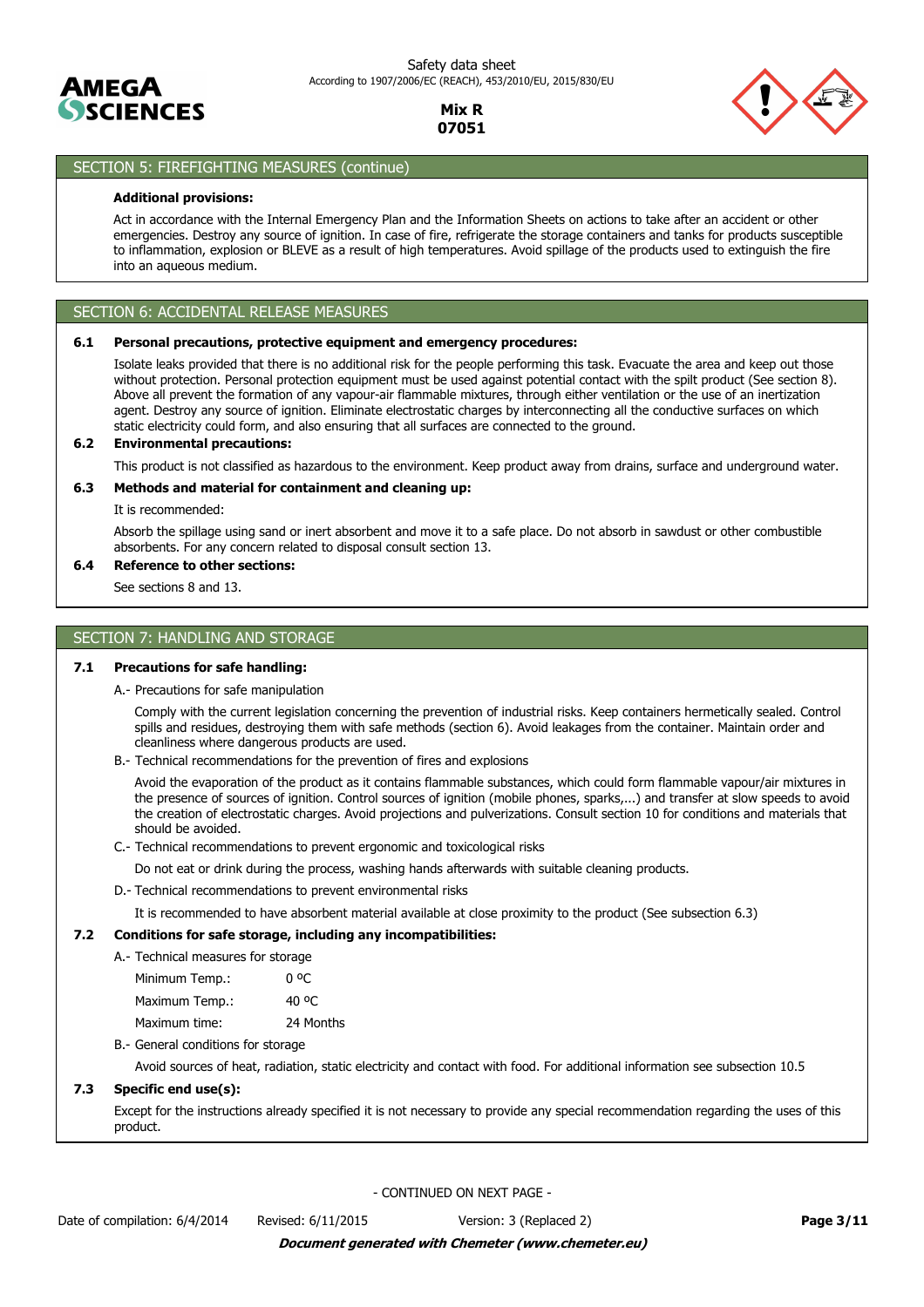## SECTION 5: FIREFIGHTING MEASURES (continue)

**Additional provisions:**

Act in accordance with the Internal Emergency Plan and the Information Sheets on actions to take after an accident or other emergencies. Destroy any source of ignition. In case of fire, refrigerate the storage containers and tanks for products susceptible to inflammation, explosion or BLEVE as a result of high temperatures. Avoid spillage of the products used to extinguish the fire into an aqueous medium.

## SECTION 6: ACCIDENTAL RELEASE MEASURES

### 6.1 Personal precautions, protective equipment and emergency procedures:

Isolate leaks provided that there is no additional risk for the people performing this task. Evacuate the area and keep out those without protection. Personal protection equipment must be used against potential contact with the spilt product (See section 8). Above all prevent the formation of any vapour-air flammable mixtures, through either ventilation or the use of an inertization agent. Destroy any source of ignition. Eliminate electrostatic charges by interconnecting all the conductive surfaces on which static electricity could form, and also ensuring that all surfaces are connected to the ground.

### 6.2 Environmental precautions:

This product is not classified as hazardous to the environment. Keep product away from drains, surface and underground water.

### 6.3 Methods and material for containment and cleaning up:

It is recommended:

Absorb the spillage using sand or inert absorbent and move it to a safe place. Do not absorb in sawdust or other combustible absorbents. For any concern related to disposal consult section 13.

### 6.4 Reference to other sections:

See sections 8 and 13.

## SECTION 7: HANDLING AND STORAGE

### 7.1 Precautions for safe handling:

A.- Precautions for safe manipulation

Comply with the current legislation concerning the prevention of industrial risks. Keep containers hermetically sealed. Control spills and residues, destroying them with safe methods (section 6). Avoid leakages from the container. Maintain order and cleanliness where dangerous products are used.

B.- Technical recommendations for the prevention of fires and explosions

Avoid the evaporation of the product as it contains flammable substances, which could form flammable vapour/air mixtures in the presence of sources of ignition. Control sources of ignition (mobile phones, sparks,...) and transfer at slow speeds to avoid the creation of electrostatic charges. Avoid projections and pulverizations. Consult section 10 for conditions and materials that should be avoided.

C.- Technical recommendations to prevent ergonomic and toxicological risks

Do not eat or drink during the process, washing hands afterwards with suitable cleaning products.

D.- Technical recommendations to prevent environmental risks

It is recommended to have absorbent material available at close proximity to the product (See subsection 6.3)

### 7.2 Conditions for safe storage, including any incompatibilities:

A.- Technical measures for storage

| | |
|---|---|
| Minimum Temp.: | 0 ºC |
| Maximum Temp.: | 40 ºC |
| Maximum time: | 24 Months |

B.- General conditions for storage

Avoid sources of heat, radiation, static electricity and contact with food. For additional information see subsection 10.5

### 7.3 Specific end use(s):

Except for the instructions already specified it is not necessary to provide any special recommendation regarding the uses of this product.

- CONTINUED ON NEXT PAGE -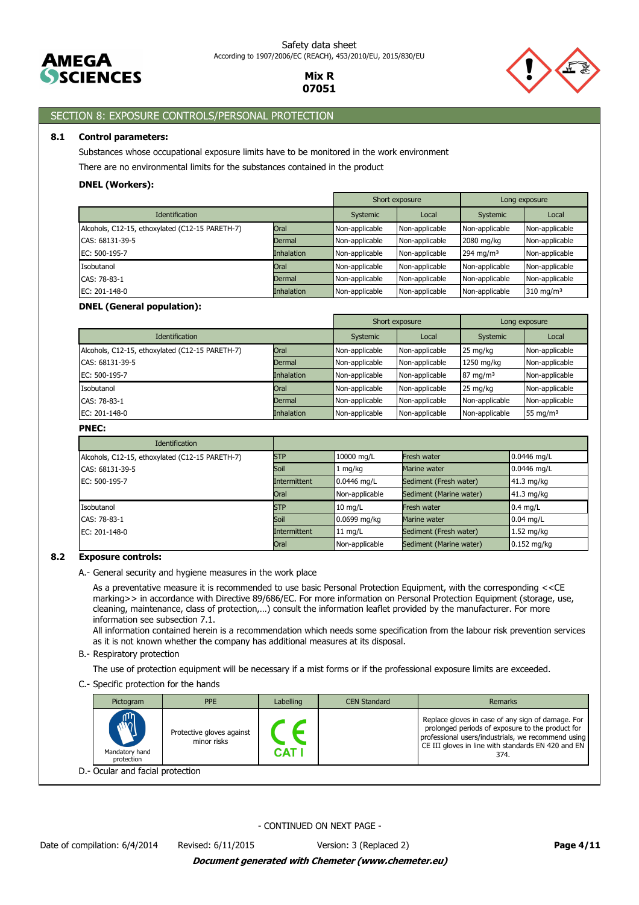## SECTION 8: EXPOSURE CONTROLS/PERSONAL PROTECTION

### 8.1 Control parameters:

Substances whose occupational exposure limits have to be monitored in the work environment

There are no environmental limits for the substances contained in the product

**DNEL (Workers):**

| Identification | | Short exposure | | Long exposure | |
|---|---|---|---|---|---|
| | | Systemic | Local | Systemic | Local |
| Alcohols, C12-15, ethoxylated (C12-15 PARETH-7) | Oral | Non-applicable | Non-applicable | Non-applicable | Non-applicable |
| CAS: 68131-39-5 | Dermal | Non-applicable | Non-applicable | 2080 mg/kg | Non-applicable |
| EC: 500-195-7 | Inhalation | Non-applicable | Non-applicable | 294 mg/m³ | Non-applicable |
| Isobutanol | Oral | Non-applicable | Non-applicable | Non-applicable | Non-applicable |
| CAS: 78-83-1 | Dermal | Non-applicable | Non-applicable | Non-applicable | Non-applicable |
| EC: 201-148-0 | Inhalation | Non-applicable | Non-applicable | Non-applicable | 310 mg/m³ |

**DNEL (General population):**

| Identification | | Short exposure | | Long exposure | |
|---|---|---|---|---|---|
| | | Systemic | Local | Systemic | Local |
| Alcohols, C12-15, ethoxylated (C12-15 PARETH-7) | Oral | Non-applicable | Non-applicable | 25 mg/kg | Non-applicable |
| CAS: 68131-39-5 | Dermal | Non-applicable | Non-applicable | 1250 mg/kg | Non-applicable |
| EC: 500-195-7 | Inhalation | Non-applicable | Non-applicable | 87 mg/m³ | Non-applicable |
| Isobutanol | Oral | Non-applicable | Non-applicable | 25 mg/kg | Non-applicable |
| CAS: 78-83-1 | Dermal | Non-applicable | Non-applicable | Non-applicable | Non-applicable |
| EC: 201-148-0 | Inhalation | Non-applicable | Non-applicable | Non-applicable | 55 mg/m³ |

**PNEC:**

| Identification | | | | |
|---|---|---|---|---|
| Alcohols, C12-15, ethoxylated (C12-15 PARETH-7) | STP | 10000 mg/L | Fresh water | 0.0446 mg/L |
| CAS: 68131-39-5 | Soil | 1 mg/kg | Marine water | 0.0446 mg/L |
| EC: 500-195-7 | Intermittent | 0.0446 mg/L | Sediment (Fresh water) | 41.3 mg/kg |
| | Oral | Non-applicable | Sediment (Marine water) | 41.3 mg/kg |
| Isobutanol | STP | 10 mg/L | Fresh water | 0.4 mg/L |
| CAS: 78-83-1 | Soil | 0.0699 mg/kg | Marine water | 0.04 mg/L |
| EC: 201-148-0 | Intermittent | 11 mg/L | Sediment (Fresh water) | 1.52 mg/kg |
| | Oral | Non-applicable | Sediment (Marine water) | 0.152 mg/kg |

### 8.2 Exposure controls:

A.- General security and hygiene measures in the work place

As a preventative measure it is recommended to use basic Personal Protection Equipment, with the corresponding <<CE marking>> in accordance with Directive 89/686/EC. For more information on Personal Protection Equipment (storage, use, cleaning, maintenance, class of protection,…) consult the information leaflet provided by the manufacturer. For more information see subsection 7.1.

All information contained herein is a recommendation which needs some specification from the labour risk prevention services as it is not known whether the company has additional measures at its disposal.

B.- Respiratory protection

The use of protection equipment will be necessary if a mist forms or if the professional exposure limits are exceeded.

C.- Specific protection for the hands

| Pictogram | PPE | Labelling | CEN Standard | Remarks |
|---|---|---|---|---|
| Mandatory hand protection | Protective gloves against minor risks | CE CAT I | | Replace gloves in case of any sign of damage. For prolonged periods of exposure to the product for professional users/industrials, we recommend using CE III gloves in line with standards EN 420 and EN 374. |

D.- Ocular and facial protection

- CONTINUED ON NEXT PAGE -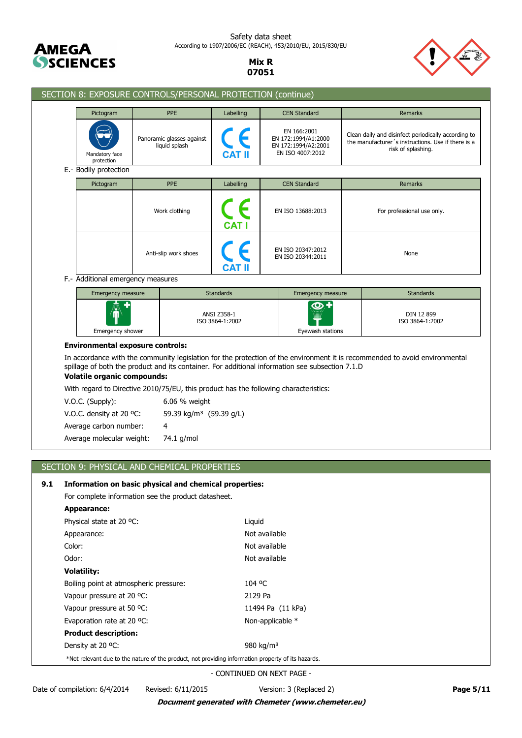## SECTION 8: EXPOSURE CONTROLS/PERSONAL PROTECTION (continue)

| Pictogram | PPE | Labelling | CEN Standard | Remarks |
|---|---|---|---|---|
| Mandatory face protection | Panoramic glasses against liquid splash | CE CAT II | EN 166:2001 EN 172:1994/A1:2000 EN 172:1994/A2:2001 EN ISO 4007:2012 | Clean daily and disinfect periodically according to the manufacturer´s instructions. Use if there is a risk of splashing. |

E.- Bodily protection

| Pictogram | PPE | Labelling | CEN Standard | Remarks |
|---|---|---|---|---|
| | Work clothing | CE CAT I | EN ISO 13688:2013 | For professional use only. |
| | Anti-slip work shoes | CE CAT II | EN ISO 20347:2012 EN ISO 20344:2011 | None |

F.- Additional emergency measures

| Emergency measure | Standards | Emergency measure | Standards |
|---|---|---|---|
| Emergency shower | ANSI Z358-1 ISO 3864-1:2002 | Eyewash stations | DIN 12 899 ISO 3864-1:2002 |

**Environmental exposure controls:**

In accordance with the community legislation for the protection of the environment it is recommended to avoid environmental spillage of both the product and its container. For additional information see subsection 7.1.D

**Volatile organic compounds:**

With regard to Directive 2010/75/EU, this product has the following characteristics:

| | |
|---|---|
| V.O.C. (Supply): | 6.06 % weight |
| V.O.C. density at 20 ºC: | 59.39 kg/m³ (59.39 g/L) |
| Average carbon number: | 4 |
| Average molecular weight: | 74.1 g/mol |

## SECTION 9: PHYSICAL AND CHEMICAL PROPERTIES

**9.1 Information on basic physical and chemical properties:**

For complete information see the product datasheet.

**Appearance:**

| | |
|---|---|
| Physical state at 20 ºC: | Liquid |
| Appearance: | Not available |
| Color: | Not available |
| Odor: | Not available |

**Volatility:**

| | |
|---|---|
| Boiling point at atmospheric pressure: | 104 ºC |
| Vapour pressure at 20 ºC: | 2129 Pa |
| Vapour pressure at 50 ºC: | 11494 Pa (11 kPa) |
| Evaporation rate at 20 ºC: | Non-applicable * |

**Product description:**

| | |
|---|---|
| Density at 20 ºC: | 980 kg/m³ |

*Not relevant due to the nature of the product, not providing information property of its hazards.

- CONTINUED ON NEXT PAGE -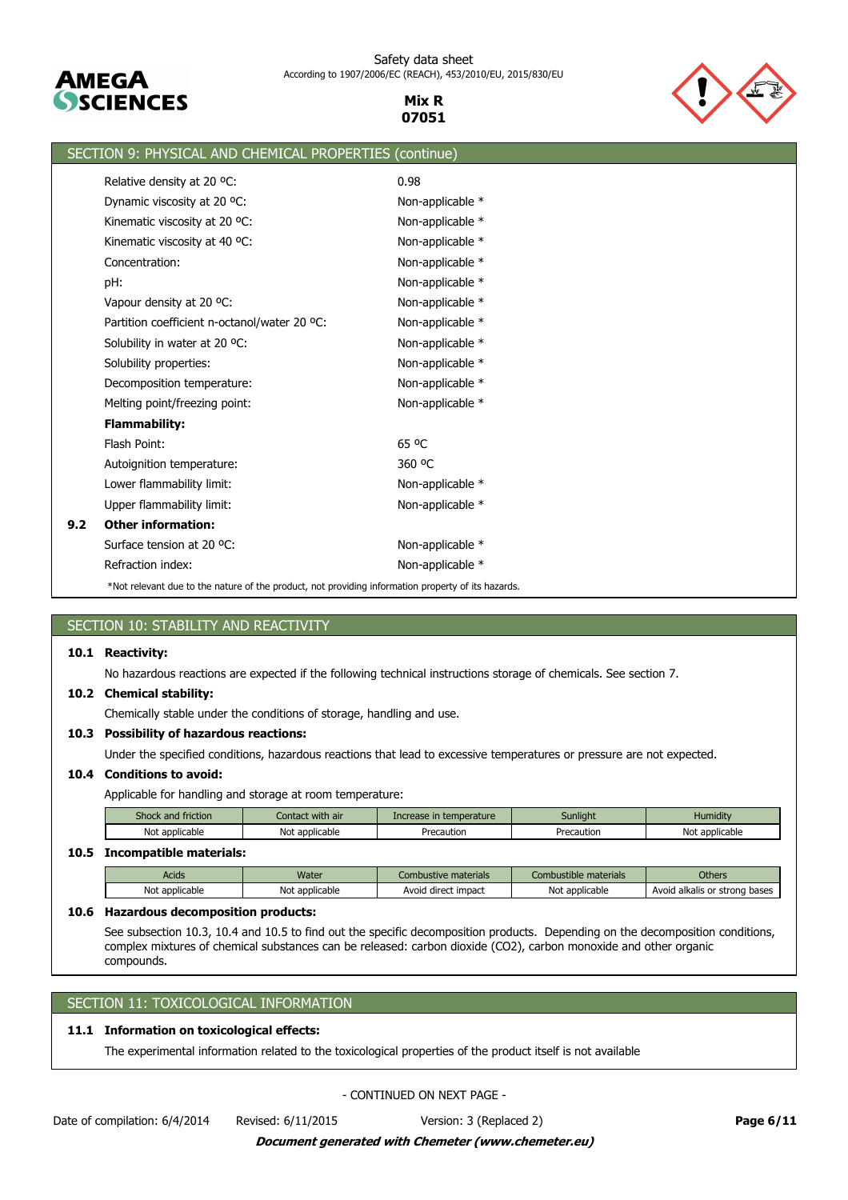## SECTION 9: PHYSICAL AND CHEMICAL PROPERTIES (continue)

| | |
|---|---|
| Relative density at 20 ºC: | 0.98 |
| Dynamic viscosity at 20 ºC: | Non-applicable * |
| Kinematic viscosity at 20 ºC: | Non-applicable * |
| Kinematic viscosity at 40 ºC: | Non-applicable * |
| Concentration: | Non-applicable * |
| pH: | Non-applicable * |
| Vapour density at 20 ºC: | Non-applicable * |
| Partition coefficient n-octanol/water 20 ºC: | Non-applicable * |
| Solubility in water at 20 ºC: | Non-applicable * |
| Solubility properties: | Non-applicable * |
| Decomposition temperature: | Non-applicable * |
| Melting point/freezing point: | Non-applicable * |
| **Flammability:** | |
| Flash Point: | 65 ºC |
| Autoignition temperature: | 360 ºC |
| Lower flammability limit: | Non-applicable * |
| Upper flammability limit: | Non-applicable * |

**9.2 Other information:**

| | |
|---|---|
| Surface tension at 20 ºC: | Non-applicable * |
| Refraction index: | Non-applicable * |

*Not relevant due to the nature of the product, not providing information property of its hazards.

## SECTION 10: STABILITY AND REACTIVITY

**10.1 Reactivity:**

No hazardous reactions are expected if the following technical instructions storage of chemicals. See section 7.

**10.2 Chemical stability:**

Chemically stable under the conditions of storage, handling and use.

**10.3 Possibility of hazardous reactions:**

Under the specified conditions, hazardous reactions that lead to excessive temperatures or pressure are not expected.

**10.4 Conditions to avoid:**

Applicable for handling and storage at room temperature:

| Shock and friction | Contact with air | Increase in temperature | Sunlight | Humidity |
|---|---|---|---|---|
| Not applicable | Not applicable | Precaution | Precaution | Not applicable |

**10.5 Incompatible materials:**

| Acids | Water | Combustive materials | Combustible materials | Others |
|---|---|---|---|---|
| Not applicable | Not applicable | Avoid direct impact | Not applicable | Avoid alkalis or strong bases |

**10.6 Hazardous decomposition products:**

See subsection 10.3, 10.4 and 10.5 to find out the specific decomposition products. Depending on the decomposition conditions, complex mixtures of chemical substances can be released: carbon dioxide ($CO_2$), carbon monoxide and other organic compounds.

## SECTION 11: TOXICOLOGICAL INFORMATION

**11.1 Information on toxicological effects:**

The experimental information related to the toxicological properties of the product itself is not available

- CONTINUED ON NEXT PAGE -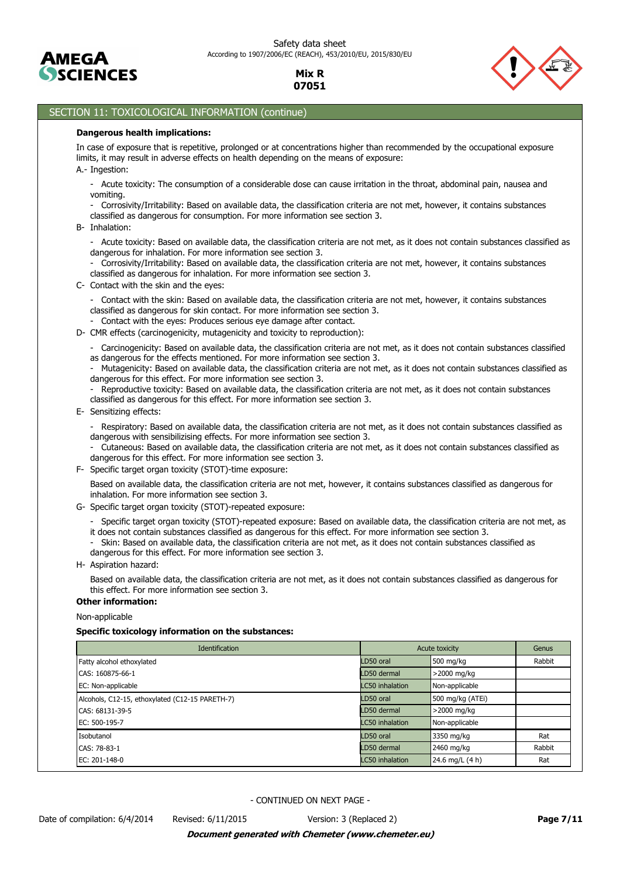## SECTION 11: TOXICOLOGICAL INFORMATION (continue)

**Dangerous health implications:**

In case of exposure that is repetitive, prolonged or at concentrations higher than recommended by the occupational exposure limits, it may result in adverse effects on health depending on the means of exposure:

A.- Ingestion:

- Acute toxicity: The consumption of a considerable dose can cause irritation in the throat, abdominal pain, nausea and vomiting.
- Corrosivity/Irritability: Based on available data, the classification criteria are not met, however, it contains substances classified as dangerous for consumption. For more information see section 3.

B- Inhalation:

- Acute toxicity: Based on available data, the classification criteria are not met, as it does not contain substances classified as dangerous for inhalation. For more information see section 3.
- Corrosivity/Irritability: Based on available data, the classification criteria are not met, however, it contains substances classified as dangerous for inhalation. For more information see section 3.

C- Contact with the skin and the eyes:

- Contact with the skin: Based on available data, the classification criteria are not met, however, it contains substances classified as dangerous for skin contact. For more information see section 3.
- Contact with the eyes: Produces serious eye damage after contact.

D- CMR effects (carcinogenicity, mutagenicity and toxicity to reproduction):

- Carcinogenicity: Based on available data, the classification criteria are not met, as it does not contain substances classified as dangerous for the effects mentioned. For more information see section 3.
- Mutagenicity: Based on available data, the classification criteria are not met, as it does not contain substances classified as dangerous for this effect. For more information see section 3.
- Reproductive toxicity: Based on available data, the classification criteria are not met, as it does not contain substances classified as dangerous for this effect. For more information see section 3.

E- Sensitizing effects:

- Respiratory: Based on available data, the classification criteria are not met, as it does not contain substances classified as dangerous with sensibilizising effects. For more information see section 3.
- Cutaneous: Based on available data, the classification criteria are not met, as it does not contain substances classified as dangerous for this effect. For more information see section 3.

F- Specific target organ toxicity (STOT)-time exposure:

Based on available data, the classification criteria are not met, however, it contains substances classified as dangerous for inhalation. For more information see section 3.

G- Specific target organ toxicity (STOT)-repeated exposure:

- Specific target organ toxicity (STOT)-repeated exposure: Based on available data, the classification criteria are not met, as it does not contain substances classified as dangerous for this effect. For more information see section 3.
- Skin: Based on available data, the classification criteria are not met, as it does not contain substances classified as dangerous for this effect. For more information see section 3.

H- Aspiration hazard:

Based on available data, the classification criteria are not met, as it does not contain substances classified as dangerous for this effect. For more information see section 3.

**Other information:**

Non-applicable

**Specific toxicology information on the substances:**

| Identification | Acute toxicity | | Genus |
|---|---|---|---|
| Fatty alcohol ethoxylated | LD50 oral | 500 mg/kg | Rabbit |
| CAS: 160875-66-1 | LD50 dermal | >2000 mg/kg | |
| EC: Non-applicable | LC50 inhalation | Non-applicable | |
| Alcohols, C12-15, ethoxylated (C12-15 PARETH-7) | LD50 oral | 500 mg/kg (ATEi) | |
| CAS: 68131-39-5 | LD50 dermal | >2000 mg/kg | |
| EC: 500-195-7 | LC50 inhalation | Non-applicable | |
| Isobutanol | LD50 oral | 3350 mg/kg | Rat |
| CAS: 78-83-1 | LD50 dermal | 2460 mg/kg | Rabbit |
| EC: 201-148-0 | LC50 inhalation | 24.6 mg/L (4 h) | Rat |

- CONTINUED ON NEXT PAGE -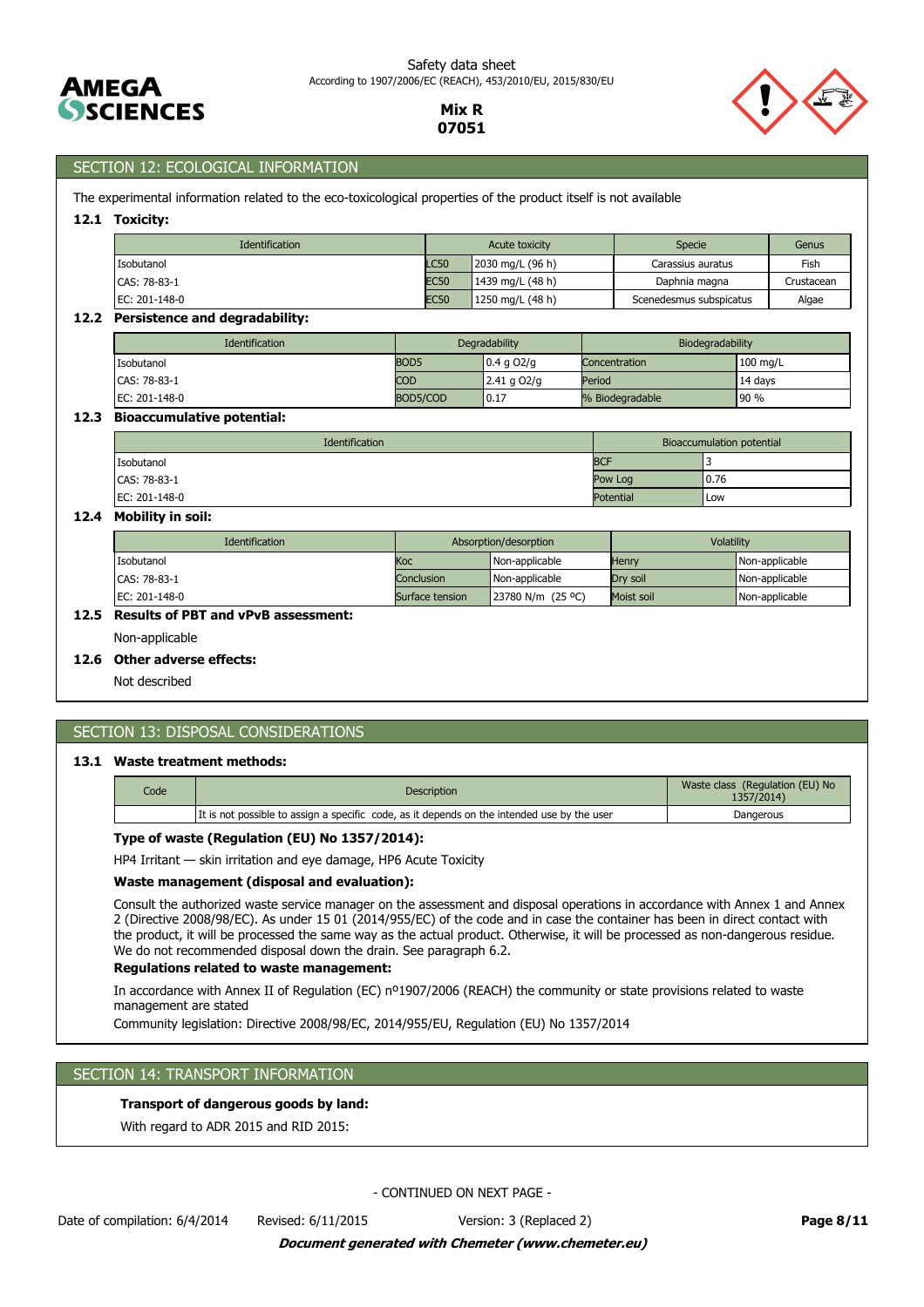## SECTION 12: ECOLOGICAL INFORMATION

The experimental information related to the eco-toxicological properties of the product itself is not available

### 12.1 Toxicity:

| Identification | Acute toxicity | | Specie | Genus |
|---|---|---|---|---|
| Isobutanol | LC50 | 2030 mg/L (96 h) | Carassius auratus | Fish |
| CAS: 78-83-1 | EC50 | 1439 mg/L (48 h) | Daphnia magna | Crustacean |
| EC: 201-148-0 | EC50 | 1250 mg/L (48 h) | Scenedesmus subspicatus | Algae |

### 12.2 Persistence and degradability:

| Identification | Degradability | | Biodegradability | |
|---|---|---|---|---|
| Isobutanol | BOD5 | 0.4 g O2/g | Concentration | 100 mg/L |
| CAS: 78-83-1 | COD | 2.41 g O2/g | Period | 14 days |
| EC: 201-148-0 | BOD5/COD | 0.17 | % Biodegradable | 90 % |

### 12.3 Bioaccumulative potential:

| Identification | Bioaccumulation potential | |
|---|---|---|
| Isobutanol | BCF | 3 |
| CAS: 78-83-1 | Pow Log | 0.76 |
| EC: 201-148-0 | Potential | Low |

### 12.4 Mobility in soil:

| Identification | Absorption/desorption | | Volatility | |
|---|---|---|---|---|
| Isobutanol | Koc | Non-applicable | Henry | Non-applicable |
| CAS: 78-83-1 | Conclusion | Non-applicable | Dry soil | Non-applicable |
| EC: 201-148-0 | Surface tension | 23780 N/m (25 ºC) | Moist soil | Non-applicable |

### 12.5 Results of PBT and vPvB assessment:

Non-applicable

### 12.6 Other adverse effects:

Not described

## SECTION 13: DISPOSAL CONSIDERATIONS

### 13.1 Waste treatment methods:

| Code | Description | Waste class (Regulation (EU) No 1357/2014) |
|---|---|---|
| | It is not possible to assign a specific code, as it depends on the intended use by the user | Dangerous |

**Type of waste (Regulation (EU) No 1357/2014):**

HP4 Irritant — skin irritation and eye damage, HP6 Acute Toxicity

**Waste management (disposal and evaluation):**

Consult the authorized waste service manager on the assessment and disposal operations in accordance with Annex 1 and Annex 2 (Directive 2008/98/EC). As under 15 01 (2014/955/EC) of the code and in case the container has been in direct contact with the product, it will be processed the same way as the actual product. Otherwise, it will be processed as non-dangerous residue. We do not recommended disposal down the drain. See paragraph 6.2.

**Regulations related to waste management:**

In accordance with Annex II of Regulation (EC) nº1907/2006 (REACH) the community or state provisions related to waste management are stated

Community legislation: Directive 2008/98/EC, 2014/955/EU, Regulation (EU) No 1357/2014

## SECTION 14: TRANSPORT INFORMATION

**Transport of dangerous goods by land:**

With regard to ADR 2015 and RID 2015:

- CONTINUED ON NEXT PAGE -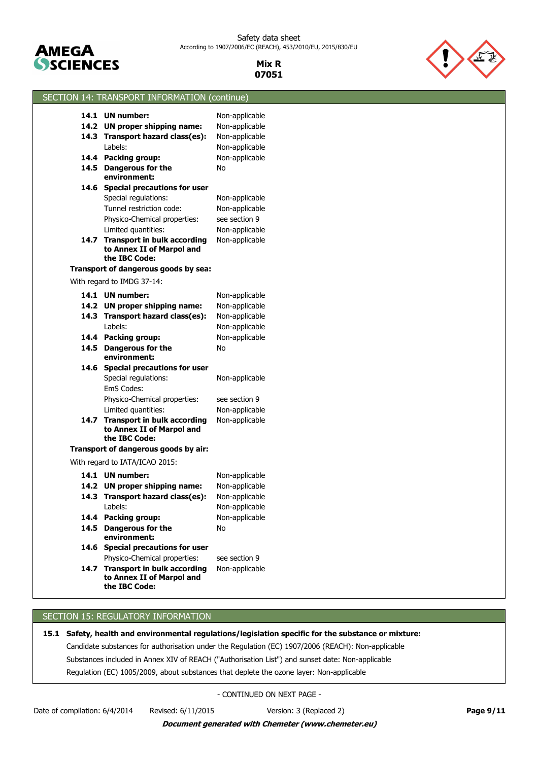## SECTION 14: TRANSPORT INFORMATION (continue)

| | |
|---|---|
| **14.1 UN number:** | Non-applicable |
| **14.2 UN proper shipping name:** | Non-applicable |
| **14.3 Transport hazard class(es):** | Non-applicable |
| Labels: | Non-applicable |
| **14.4 Packing group:** | Non-applicable |
| **14.5 Dangerous for the environment:** | No |
| **14.6 Special precautions for user** | |
| Special regulations: | Non-applicable |
| Tunnel restriction code: | Non-applicable |
| Physico-Chemical properties: | see section 9 |
| Limited quantities: | Non-applicable |
| **14.7 Transport in bulk according to Annex II of Marpol and the IBC Code:** | Non-applicable |

**Transport of dangerous goods by sea:**

With regard to IMDG 37-14:

| | |
|---|---|
| **14.1 UN number:** | Non-applicable |
| **14.2 UN proper shipping name:** | Non-applicable |
| **14.3 Transport hazard class(es):** | Non-applicable |
| Labels: | Non-applicable |
| **14.4 Packing group:** | Non-applicable |
| **14.5 Dangerous for the environment:** | No |
| **14.6 Special precautions for user** | |
| Special regulations: | Non-applicable |
| EmS Codes: | |
| Physico-Chemical properties: | see section 9 |
| Limited quantities: | Non-applicable |
| **14.7 Transport in bulk according to Annex II of Marpol and the IBC Code:** | Non-applicable |

**Transport of dangerous goods by air:**

With regard to IATA/ICAO 2015:

| | |
|---|---|
| **14.1 UN number:** | Non-applicable |
| **14.2 UN proper shipping name:** | Non-applicable |
| **14.3 Transport hazard class(es):** | Non-applicable |
| Labels: | Non-applicable |
| **14.4 Packing group:** | Non-applicable |
| **14.5 Dangerous for the environment:** | No |
| **14.6 Special precautions for user** | |
| Physico-Chemical properties: | see section 9 |
| **14.7 Transport in bulk according to Annex II of Marpol and the IBC Code:** | Non-applicable |

## SECTION 15: REGULATORY INFORMATION

**15.1 Safety, health and environmental regulations/legislation specific for the substance or mixture:**

Candidate substances for authorisation under the Regulation (EC) 1907/2006 (REACH): Non-applicable

Substances included in Annex XIV of REACH ("Authorisation List") and sunset date: Non-applicable

Regulation (EC) 1005/2009, about substances that deplete the ozone layer: Non-applicable

- CONTINUED ON NEXT PAGE -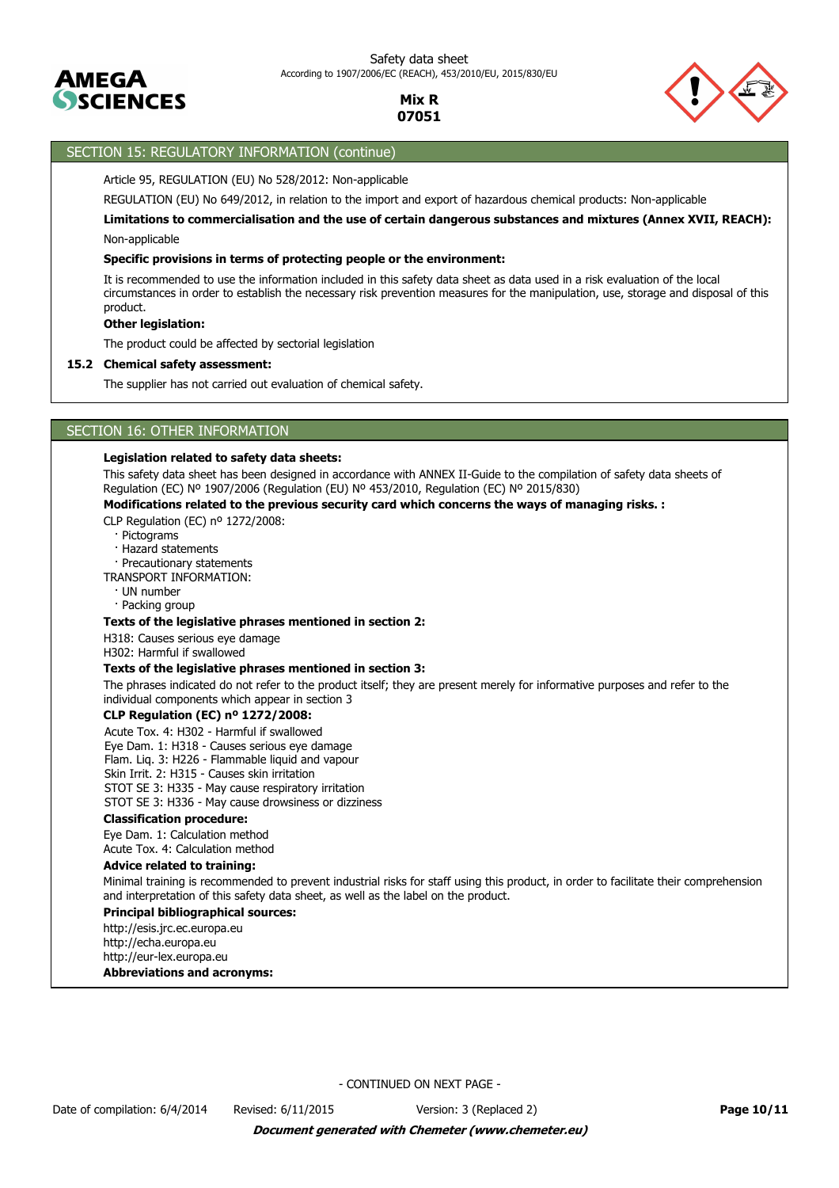## SECTION 15: REGULATORY INFORMATION (continue)

Article 95, REGULATION (EU) No 528/2012: Non-applicable

REGULATION (EU) No 649/2012, in relation to the import and export of hazardous chemical products: Non-applicable

**Limitations to commercialisation and the use of certain dangerous substances and mixtures (Annex XVII, REACH):**

Non-applicable

**Specific provisions in terms of protecting people or the environment:**

It is recommended to use the information included in this safety data sheet as data used in a risk evaluation of the local circumstances in order to establish the necessary risk prevention measures for the manipulation, use, storage and disposal of this product.

**Other legislation:**

The product could be affected by sectorial legislation

**15.2 Chemical safety assessment:**

The supplier has not carried out evaluation of chemical safety.

## SECTION 16: OTHER INFORMATION

**Legislation related to safety data sheets:**

This safety data sheet has been designed in accordance with ANNEX II-Guide to the compilation of safety data sheets of Regulation (EC) Nº 1907/2006 (Regulation (EU) Nº 453/2010, Regulation (EC) Nº 2015/830)

**Modifications related to the previous security card which concerns the ways of managing risks. :**

CLP Regulation (EC) nº 1272/2008:

- Pictograms
- Hazard statements
- Precautionary statements

TRANSPORT INFORMATION:

- UN number
- Packing group

**Texts of the legislative phrases mentioned in section 2:**

H318: Causes serious eye damage
H302: Harmful if swallowed

**Texts of the legislative phrases mentioned in section 3:**

The phrases indicated do not refer to the product itself; they are present merely for informative purposes and refer to the individual components which appear in section 3

**CLP Regulation (EC) nº 1272/2008:**

Acute Tox. 4: H302 - Harmful if swallowed
Eye Dam. 1: H318 - Causes serious eye damage
Flam. Liq. 3: H226 - Flammable liquid and vapour
Skin Irrit. 2: H315 - Causes skin irritation
STOT SE 3: H335 - May cause respiratory irritation
STOT SE 3: H336 - May cause drowsiness or dizziness

**Classification procedure:**

Eye Dam. 1: Calculation method
Acute Tox. 4: Calculation method

**Advice related to training:**

Minimal training is recommended to prevent industrial risks for staff using this product, in order to facilitate their comprehension and interpretation of this safety data sheet, as well as the label on the product.

**Principal bibliographical sources:**

http://esis.jrc.ec.europa.eu
http://echa.europa.eu
http://eur-lex.europa.eu

**Abbreviations and acronyms:**

- CONTINUED ON NEXT PAGE -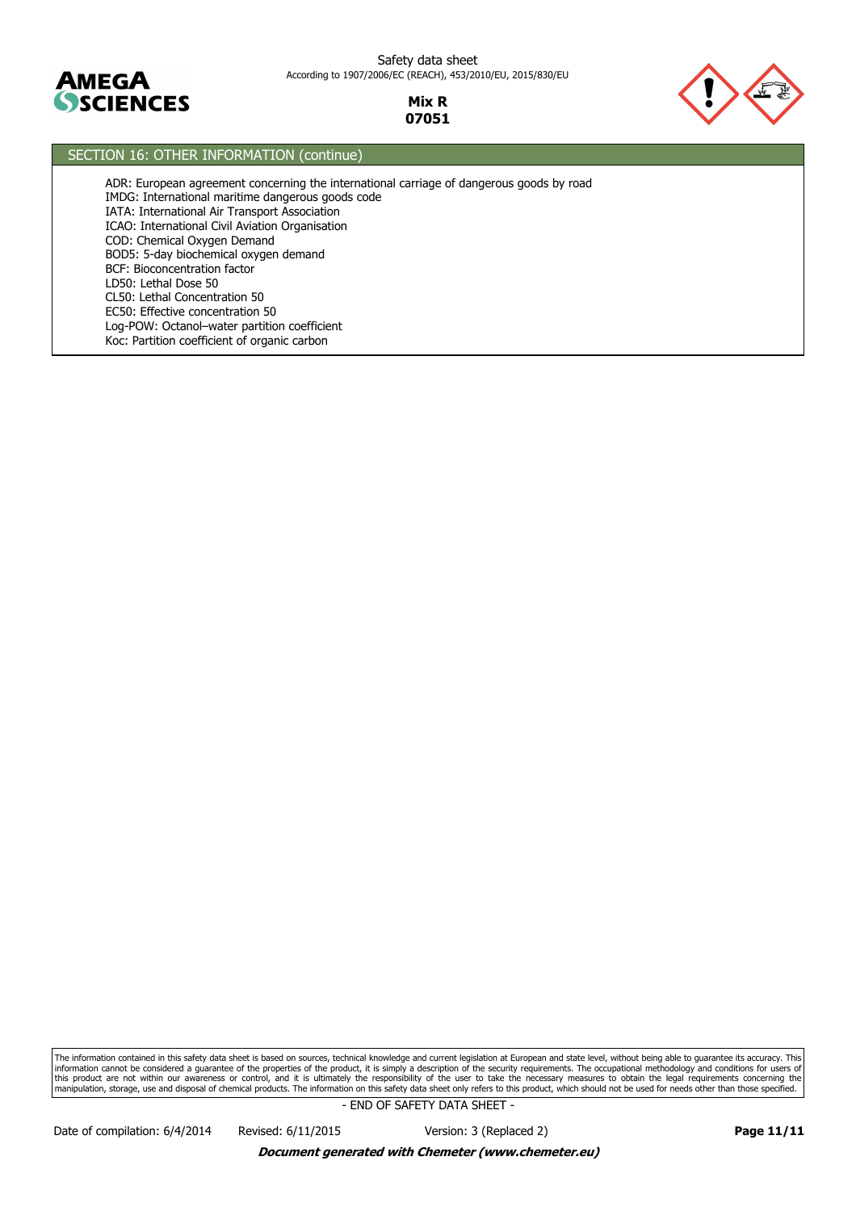## SECTION 16: OTHER INFORMATION (continue)

ADR: European agreement concerning the international carriage of dangerous goods by road
IMDG: International maritime dangerous goods code
IATA: International Air Transport Association
ICAO: International Civil Aviation Organisation
COD: Chemical Oxygen Demand
BOD5: 5-day biochemical oxygen demand
BCF: Bioconcentration factor
LD50: Lethal Dose 50
CL50: Lethal Concentration 50
EC50: Effective concentration 50
Log-POW: Octanol–water partition coefficient
Koc: Partition coefficient of organic carbon

The information contained in this safety data sheet is based on sources, technical knowledge and current legislation at European and state level, without being able to guarantee its accuracy. This information cannot be considered a guarantee of the properties of the product, it is simply a description of the security requirements. The occupational methodology and conditions for users of this product are not within our awareness or control, and it is ultimately the responsibility of the user to take the necessary measures to obtain the legal requirements concerning the manipulation, storage, use and disposal of chemical products. The information on this safety data sheet only refers to this product, which should not be used for needs other than those specified.

- END OF SAFETY DATA SHEET -